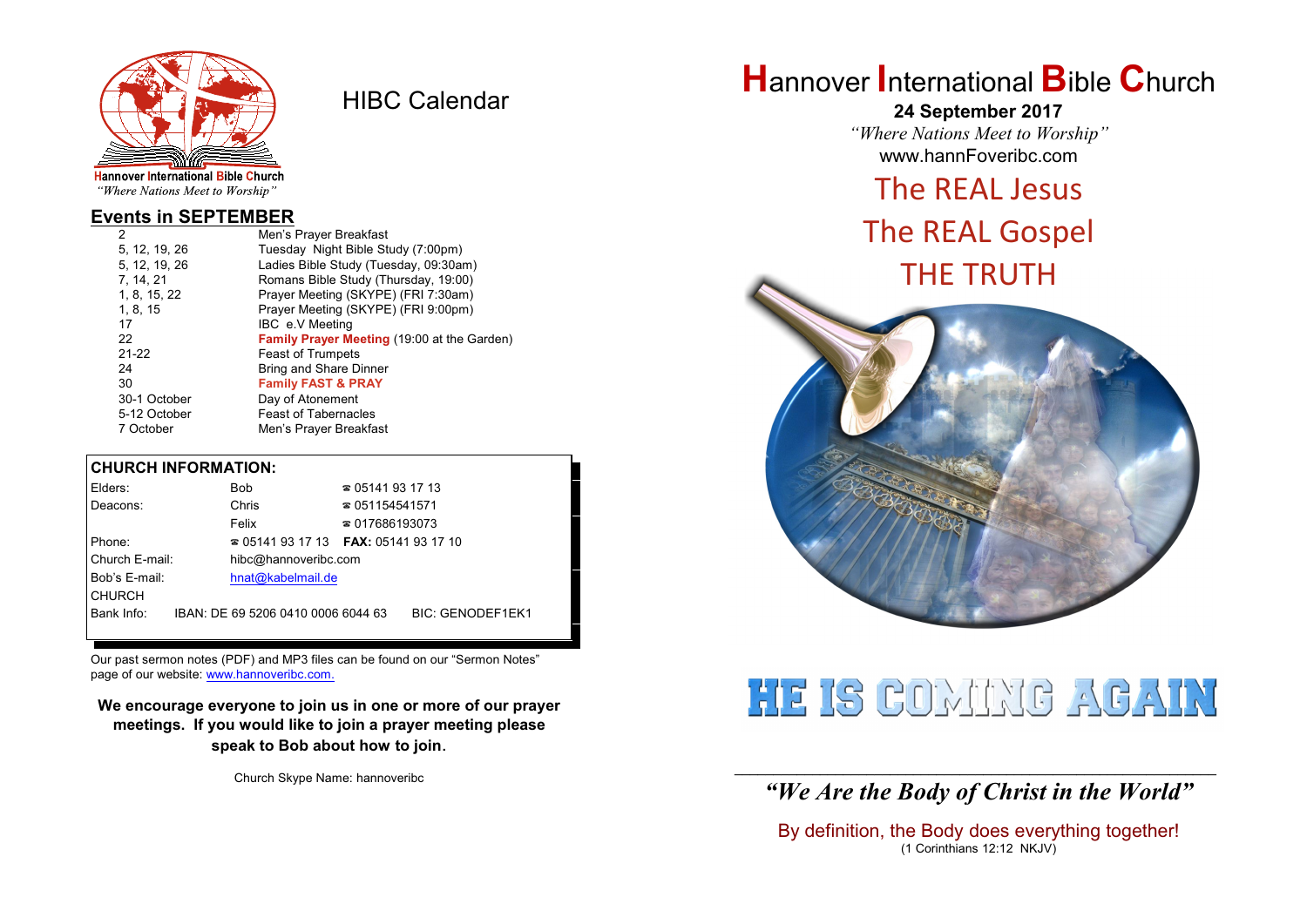Hannover International Bible Church
*"Where Nations Meet to Worship"*

# HIBC Calendar

## Events in SEPTEMBER

| | |
|---|---|
| 2 | Men's Prayer Breakfast |
| 5, 12, 19, 26 | Tuesday Night Bible Study (7:00pm) |
| 5, 12, 19, 26 | Ladies Bible Study (Tuesday, 09:30am) |
| 7, 14, 21 | Romans Bible Study (Thursday, 19:00) |
| 1, 8, 15, 22 | Prayer Meeting (SKYPE) (FRI 7:30am) |
| 1, 8, 15 | Prayer Meeting (SKYPE) (FRI 9:00pm) |
| 17 | IBC e.V Meeting |
| 22 | **Family Prayer Meeting** (19:00 at the Garden) |
| 21-22 | Feast of Trumpets |
| 24 | Bring and Share Dinner |
| 30 | **Family FAST & PRAY** |
| 30-1 October | Day of Atonement |
| 5-12 October | Feast of Tabernacles |
| 7 October | Men's Prayer Breakfast |

## CHURCH INFORMATION:

| | | |
|---|---|---|
| Elders: | Bob | ☎ 05141 93 17 13 |
| Deacons: | Chris | ☎ 051154541571 |
| | Felix | ☎ 017686193073 |
| Phone: | ☎ 05141 93 17 13 | **FAX:** 05141 93 17 10 |
| Church E-mail: | hibc@hannoveribc.com | |
| Bob's E-mail: | hnat@kabelmail.de | |
| CHURCH Bank Info: | IBAN: DE 69 5206 0410 0006 6044 63 | BIC: GENODEF1EK1 |

Our past sermon notes (PDF) and MP3 files can be found on our "Sermon Notes" page of our website: www.hannoveribc.com.

**We encourage everyone to join us in one or more of our prayer meetings. If you would like to join a prayer meeting please speak to Bob about how to join.**

Church Skype Name: hannoveribc

# Hannover International Bible Church

**24 September 2017**

*"Where Nations Meet to Worship"*

www.hannFoveribc.com

## The REAL Jesus
## The REAL Gospel
## THE TRUTH

# HE IS COMING AGAIN

***"We Are the Body of Christ in the World"***

By definition, the Body does everything together!
(1 Corinthians 12:12 NKJV)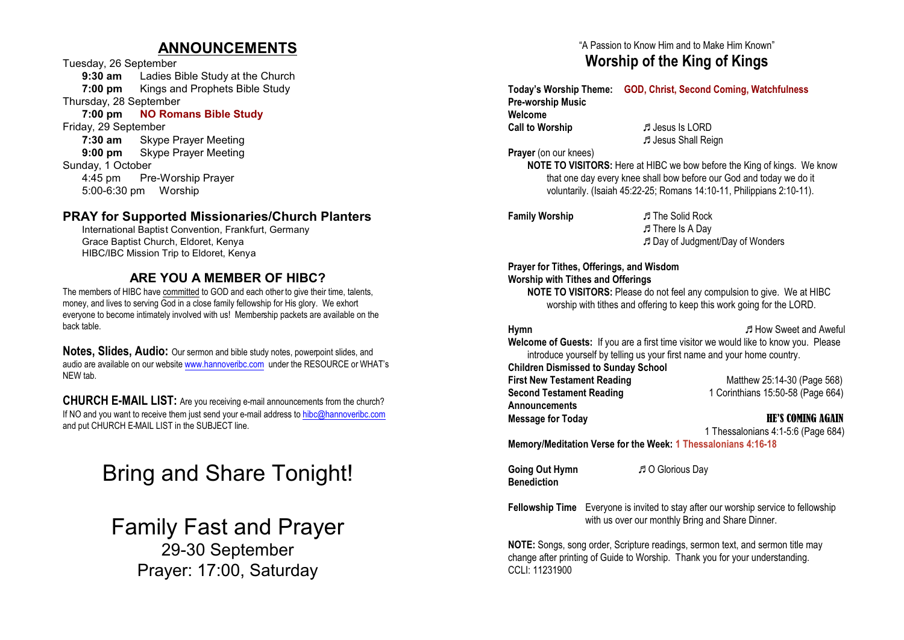## ANNOUNCEMENTS

Tuesday, 26 September
- **9:30 am** Ladies Bible Study at the Church
- **7:00 pm** Kings and Prophets Bible Study

Thursday, 28 September
- **7:00 pm** **NO Romans Bible Study**

Friday, 29 September
- **7:30 am** Skype Prayer Meeting
- **9:00 pm** Skype Prayer Meeting

Sunday, 1 October
- 4:45 pm Pre-Worship Prayer
- 5:00-6:30 pm Worship

### PRAY for Supported Missionaries/Church Planters

International Baptist Convention, Frankfurt, Germany
Grace Baptist Church, Eldoret, Kenya
HIBC/IBC Mission Trip to Eldoret, Kenya

### ARE YOU A MEMBER OF HIBC?

The members of HIBC have committed to GOD and each other to give their time, talents, money, and lives to serving God in a close family fellowship for His glory. We exhort everyone to become intimately involved with us! Membership packets are available on the back table.

**Notes, Slides, Audio:** Our sermon and bible study notes, powerpoint slides, and audio are available on our website www.hannoveribc.com under the RESOURCE or WHAT's NEW tab.

**CHURCH E-MAIL LIST:** Are you receiving e-mail announcements from the church? If NO and you want to receive them just send your e-mail address to hibc@hannoveribc.com and put CHURCH E-MAIL LIST in the SUBJECT line.

# Bring and Share Tonight!

# Family Fast and Prayer

29-30 September
Prayer: 17:00, Saturday

---

"A Passion to Know Him and to Make Him Known"

## Worship of the King of Kings

**Today's Worship Theme:** **GOD, Christ, Second Coming, Watchfulness**

**Pre-worship Music**

**Welcome**

**Call to Worship** ♬ Jesus Is LORD
♬ Jesus Shall Reign

**Prayer** (on our knees)

**NOTE TO VISITORS:** Here at HIBC we bow before the King of kings. We know that one day every knee shall bow before our God and today we do it voluntarily. (Isaiah 45:22-25; Romans 14:10-11, Philippians 2:10-11).

**Family Worship** ♬ The Solid Rock
♬ There Is A Day
♬ Day of Judgment/Day of Wonders

**Prayer for Tithes, Offerings, and Wisdom**

**Worship with Tithes and Offerings**

**NOTE TO VISITORS:** Please do not feel any compulsion to give. We at HIBC worship with tithes and offering to keep this work going for the LORD.

**Hymn** ♬ How Sweet and Aweful

**Welcome of Guests:** If you are a first time visitor we would like to know you. Please introduce yourself by telling us your first name and your home country.

**Children Dismissed to Sunday School**

**First New Testament Reading** Matthew 25:14-30 (Page 568)

**Second Testament Reading** 1 Corinthians 15:50-58 (Page 664)

**Announcements**

**Message for Today** **HE'S COMING AGAIN**
1 Thessalonians 4:1-5:6 (Page 684)

**Memory/Meditation Verse for the Week:** **1 Thessalonians 4:16-18**

**Going Out Hymn** ♬ O Glorious Day

**Benediction**

**Fellowship Time** Everyone is invited to stay after our worship service to fellowship with us over our monthly Bring and Share Dinner.

**NOTE:** Songs, song order, Scripture readings, sermon text, and sermon title may change after printing of Guide to Worship. Thank you for your understanding.
CCLI: 11231900